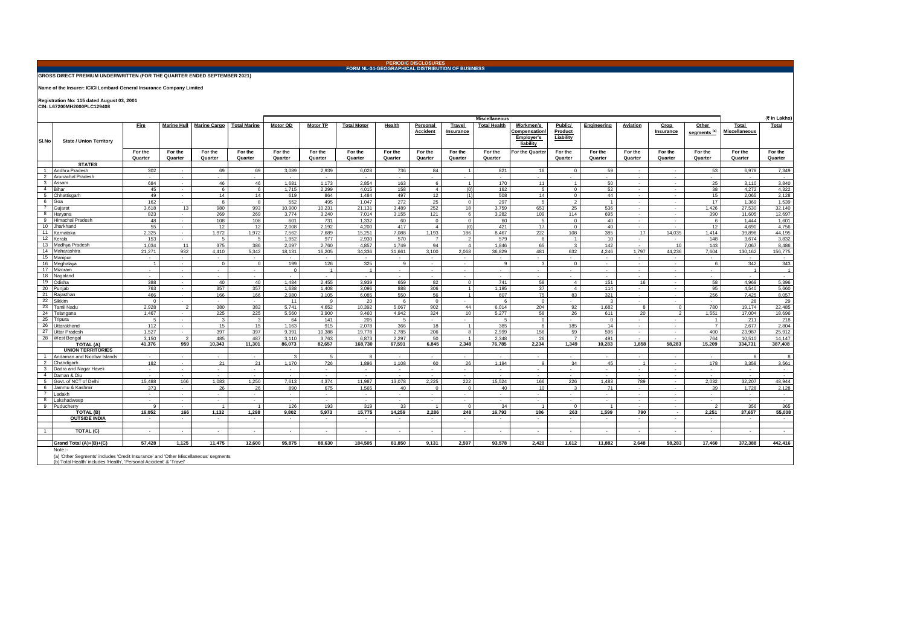**PERIODIC DISCLOSURES**
**FORM NL-34-GEOGRAPHICAL DISTRIBUTION OF BUSINESS**

**GROSS DIRECT PREMIUM UNDERWRITTEN (FOR THE QUARTER ENDED SEPTEMBER 2021)**

**Name of the Insurer: ICICI Lombard General Insurance Company Limited**

**Registration No: 115 dated August 03, 2001**
**CIN: L67200MH2000PLC129408**

(₹ in Lakhs)

| Sl.No | State / Union Territory | Fire | Marine Hull | Marine Cargo | Total Marine | Miscellaneous | | | | | | | | | | | | | | Total Miscellaneous | Total |
|---|---|---|---|---|---|---|---|---|---|---|---|---|---|---|---|---|---|---|---|---|---|
| | | | | | | Motor OD | Motor TP | Total Motor | Health | Personal Accident | Travel Insurance | Total Health | Workmen's Compensation/ Employer's liability | Public/ Product Liability | Engineering | Aviation | Crop Insurance | Other segments [a] | | | |
| | | For the Quarter | For the Quarter | For the Quarter | For the Quarter | For the Quarter | For the Quarter | For the Quarter | For the Quarter | For the Quarter | For the Quarter | For the Quarter | For the Quarter | For the Quarter | For the Quarter | For the Quarter | For the Quarter | For the Quarter | | For the Quarter | For the Quarter |
| | **STATES** | | | | | | | | | | | | | | | | | | | | |
| 1 | Andhra Pradesh | 302 | - | 69 | 69 | 3,089 | 2,939 | 6,028 | 736 | 84 | 1 | 821 | 16 | 0 | 59 | - | - | 53 | | 6,978 | 7,349 |
| 2 | Arunachal Pradesh | - | - | - | - | - | - | - | - | - | - | - | - | - | - | - | - | - | | - | - |
| 3 | Assam | 684 | - | 46 | 46 | 1,681 | 1,173 | 2,854 | 163 | 6 | 1 | 170 | 11 | 1 | 50 | - | - | 25 | | 3,110 | 3,840 |
| 4 | Bihar | 45 | - | 6 | 6 | 1,715 | 2,299 | 4,015 | 158 | 4 | (0) | 162 | 5 | 0 | 52 | - | - | 38 | | 4,272 | 4,322 |
| 5 | Chhattisgarh | 49 | - | 14 | 14 | 619 | 864 | 1,484 | 497 | 12 | (1) | 508 | 14 | 0 | 44 | - | - | 15 | | 2,065 | 2,128 |
| 6 | Goa | 162 | - | 8 | 8 | 552 | 495 | 1,047 | 272 | 25 | 0 | 297 | 5 | 2 | 1 | - | - | 17 | | 1,369 | 1,539 |
| 7 | Gujarat | 3,618 | 13 | 980 | 993 | 10,900 | 10,231 | 21,131 | 3,489 | 252 | 18 | 3,759 | 653 | 25 | 536 | - | - | 1,426 | | 27,530 | 32,140 |
| 8 | Haryana | 823 | - | 269 | 269 | 3,774 | 3,240 | 7,014 | 3,155 | 121 | 6 | 3,282 | 109 | 114 | 695 | - | - | 390 | | 11,605 | 12,697 |
| 9 | Himachal Pradesh | 48 | - | 108 | 108 | 601 | 731 | 1,332 | 60 | 0 | 0 | 60 | 5 | 0 | 40 | - | - | 6 | | 1,444 | 1,601 |
| 10 | Jharkhand | 55 | - | 12 | 12 | 2,008 | 2,192 | 4,200 | 417 | 4 | (0) | 421 | 17 | 0 | 40 | - | - | 12 | | 4,690 | 4,756 |
| 11 | Karnataka | 2,325 | - | 1,972 | 1,972 | 7,562 | 7,689 | 15,251 | 7,088 | 1,193 | 186 | 8,467 | 222 | 108 | 385 | 17 | 14,035 | 1,414 | | 39,898 | 44,195 |
| 12 | Kerala | 153 | - | 5 | 5 | 1,952 | 977 | 2,930 | 570 | 7 | 2 | 579 | 6 | 1 | 10 | - | - | 148 | | 3,674 | 3,832 |
| 13 | Madhya Pradesh | 1,034 | 11 | 375 | 386 | 2,097 | 2,760 | 4,857 | 1,749 | 94 | 4 | 1,846 | 65 | 3 | 142 | - | 10 | 143 | | 7,067 | 8,486 |
| 14 | Maharashtra | 21,271 | 932 | 4,410 | 5,342 | 18,131 | 16,205 | 34,336 | 31,661 | 3,100 | 2,068 | 36,829 | 481 | 632 | 4,246 | 1,797 | 44,236 | 7,604 | | 130,162 | 156,775 |
| 15 | Manipur | - | - | - | - | - | - | - | - | - | - | - | - | - | - | - | - | - | | - | - |
| 16 | Meghalaya | 1 | - | 0 | 0 | 199 | 126 | 325 | 9 | - | - | 9 | 3 | 0 | - | - | - | 6 | | 342 | 343 |
| 17 | Mizoram | - | - | - | - | 0 | 1 | 1 | - | - | - | - | - | - | - | - | - | - | | 1 | 1 |
| 18 | Nagaland | - | - | - | - | - | - | - | - | - | - | - | - | - | - | - | - | - | | - | - |
| 19 | Odisha | 388 | - | 40 | 40 | 1,484 | 2,455 | 3,939 | 659 | 82 | 0 | 741 | 58 | 4 | 151 | 16 | - | 58 | | 4,968 | 5,396 |
| 20 | Punjab | 763 | - | 357 | 357 | 1,688 | 1,408 | 3,096 | 888 | 306 | 1 | 1,195 | 37 | 4 | 114 | - | - | 95 | | 4,540 | 5,660 |
| 21 | Rajasthan | 466 | - | 166 | 166 | 2,980 | 3,105 | 6,085 | 550 | 56 | 1 | 607 | 75 | 83 | 321 | - | - | 256 | | 7,425 | 8,057 |
| 22 | Sikkim | 0 | - | - | - | 11 | 9 | 20 | 6 | 0 | - | 6 | 0 | - | 3 | - | - | - | | 28 | 29 |
| 23 | Tamil Nadu | 2,928 | 2 | 380 | 382 | 5,741 | 4,652 | 10,392 | 5,067 | 902 | 44 | 6,014 | 204 | 92 | 1,682 | 8 | 0 | 780 | | 19,174 | 22,485 |
| 24 | Telangana | 1,467 | - | 225 | 225 | 5,560 | 3,900 | 9,460 | 4,942 | 324 | 10 | 5,277 | 58 | 26 | 611 | 20 | 2 | 1,551 | | 17,004 | 18,696 |
| 25 | Tripura | 5 | - | 3 | 3 | 64 | 141 | 205 | 5 | - | - | 5 | 0 | - | 0 | - | - | 1 | | 211 | 218 |
| 26 | Uttarakhand | 112 | - | 15 | 15 | 1,163 | 915 | 2,078 | 366 | 18 | 1 | 385 | 8 | 185 | 14 | - | - | 7 | | 2,677 | 2,804 |
| 27 | Uttar Pradesh | 1,527 | - | 397 | 397 | 9,391 | 10,388 | 19,778 | 2,785 | 206 | 8 | 2,999 | 156 | 59 | 596 | - | - | 400 | | 23,987 | 25,912 |
| 28 | West Bengal | 3,150 | 2 | 485 | 487 | 3,110 | 3,763 | 6,873 | 2,297 | 50 | 1 | 2,348 | 26 | 7 | 491 | - | - | 764 | | 10,510 | 14,147 |
| | **TOTAL (A)** | **41,376** | **959** | **10,343** | **11,301** | **86,073** | **82,657** | **168,730** | **67,591** | **6,845** | **2,349** | **76,785** | **2,234** | **1,349** | **10,283** | **1,858** | **58,283** | **15,209** | | **334,731** | **387,408** |
| | **UNION TERRITORIES** | | | | | | | | | | | | | | | | | | | | |
| 1 | Andaman and Nicobar Islands | - | - | - | - | 3 | 5 | 8 | - | - | - | - | - | - | - | - | - | - | | 8 | 8 |
| 2 | Chandigarh | 182 | - | 21 | 21 | 1,170 | 726 | 1,896 | 1,108 | 60 | 26 | 1,194 | 9 | 34 | 45 | 1 | - | 178 | | 3,358 | 3,561 |
| 3 | Dadra and Nagar Haveli | - | - | - | - | - | - | - | - | - | - | - | - | - | - | - | - | - | | - | - |
| 4 | Daman & Diu | - | - | - | - | - | - | - | - | - | - | - | - | - | - | - | - | - | | - | - |
| 5 | Govt. of NCT of Delhi | 15,488 | 166 | 1,083 | 1,250 | 7,613 | 4,374 | 11,987 | 13,078 | 2,225 | 222 | 15,524 | 166 | 226 | 1,483 | 789 | - | 2,032 | | 32,207 | 48,944 |
| 6 | Jammu & Kashmir | 373 | - | 26 | 26 | 890 | 675 | 1,565 | 40 | 0 | 0 | 40 | 10 | 3 | 71 | - | - | 39 | | 1,728 | 2,128 |
| 7 | Ladakh | - | - | - | - | - | - | - | - | - | - | - | - | - | - | - | - | - | | - | - |
| 8 | Lakshadweep | - | - | - | - | - | - | - | - | - | - | - | - | - | - | - | - | - | | - | - |
| 9 | Puducherry | 9 | - | 1 | 1 | 126 | 193 | 319 | 33 | 1 | 0 | 34 | 1 | 0 | 1 | - | - | 2 | | 356 | 365 |
| | **TOTAL (B)** | **16,052** | **166** | **1,132** | **1,298** | **9,802** | **5,973** | **15,775** | **14,259** | **2,286** | **248** | **16,793** | **186** | **263** | **1,599** | **790** | **-** | **2,251** | | **37,657** | **55,008** |
| | **OUTSIDE INDIA** | - | - | - | - | - | - | - | - | - | - | - | - | - | - | - | - | - | | - | - |
| 1 | **TOTAL (C)** | - | - | - | - | - | - | - | - | - | - | - | - | - | - | - | - | - | | - | - |
| | **Grand Total (A)+(B)+(C)** | **57,428** | **1,125** | **11,475** | **12,600** | **95,875** | **88,630** | **184,505** | **81,850** | **9,131** | **2,597** | **93,578** | **2,420** | **1,612** | **11,882** | **2,648** | **58,283** | **17,460** | | **372,388** | **442,416** |

Note :-

(a) 'Other Segments' includes 'Credit Insurance' and 'Other Miscellaneous' segments
(b)'Total Health' includes 'Health', 'Personal Accident' & 'Travel'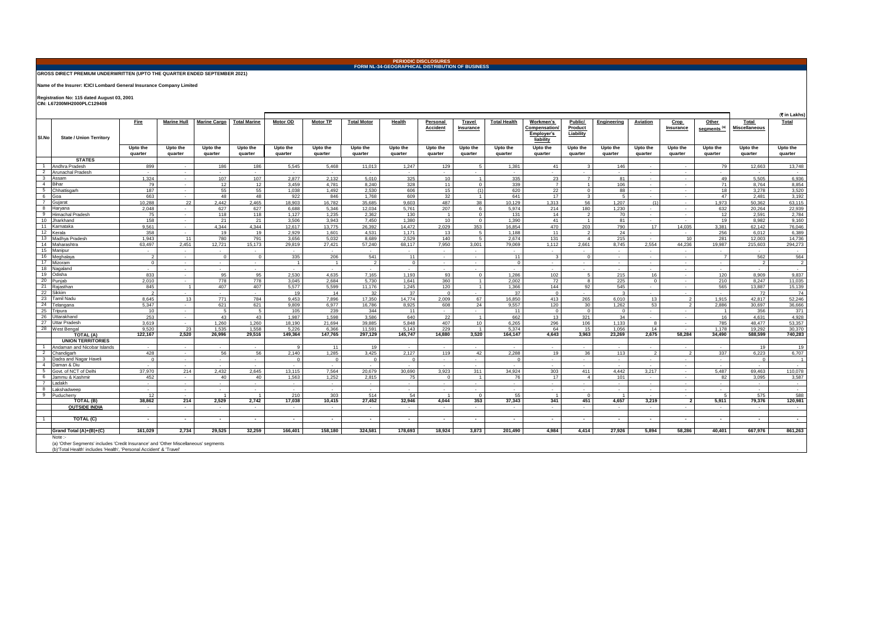**PERIODIC DISCLOSURES**
**FORM NL-34-GEOGRAPHICAL DISTRIBUTION OF BUSINESS**

**GROSS DIRECT PREMIUM UNDERWRITTEN (UPTO THE QUARTER ENDED SEPTEMBER 2021)**

**Name of the Insurer: ICICI Lombard General Insurance Company Limited**

**Registration No: 115 dated August 03, 2001**
**CIN: L67200MH2000PLC129408**

(₹ in Lakhs)

| Sl.No | State / Union Territory | Fire | Marine Hull | Marine Cargo | Total Marine | Motor OD | Motor TP | Total Motor | Health | Personal Accident | Travel Insurance | Total Health | Workmen's Compensation/ Employer's liability | Public/ Product Liability | Engineering | Aviation | Crop Insurance | Other segments [a] | Total Miscellaneous | Total |
|---|---|---|---|---|---|---|---|---|---|---|---|---|---|---|---|---|---|---|---|---|
| | | Upto the quarter | Upto the quarter | Upto the quarter | Upto the quarter | Upto the quarter | Upto the quarter | Upto the quarter | Upto the quarter | Upto the quarter | Upto the quarter | Upto the quarter | Upto the quarter | Upto the quarter | Upto the quarter | Upto the quarter | Upto the quarter | Upto the quarter | Upto the quarter | Upto the quarter |
| | **STATES** | | | | | | | | | | | | | | | | | | | |
| 1 | Andhra Pradesh | 899 | - | 186 | 186 | 5,545 | 5,468 | 11,013 | 1,247 | 129 | 5 | 1,381 | 41 | 3 | 146 | - | - | 79 | 12,663 | 13,748 |
| 2 | Arunachal Pradesh | - | - | - | - | - | - | - | - | - | - | - | - | - | - | - | - | - | - | - |
| 3 | Assam | 1,324 | - | 107 | 107 | 2,877 | 2,132 | 5,010 | 325 | 10 | 1 | 335 | 23 | 7 | 81 | - | - | 49 | 5,505 | 6,936 |
| 4 | Bihar | 79 | - | 12 | 12 | 3,459 | 4,781 | 8,240 | 328 | 11 | 0 | 339 | 7 | 1 | 106 | - | - | 71 | 8,764 | 8,854 |
| 5 | Chhattisgarh | 187 | - | 55 | 55 | 1,038 | 1,492 | 2,530 | 606 | 15 | (1) | 620 | 22 | 0 | 88 | - | - | 18 | 3,278 | 3,520 |
| 6 | Goa | 663 | - | 48 | 48 | 922 | 846 | 1,768 | 609 | 32 | 1 | 641 | 17 | 3 | 5 | - | - | 47 | 2,481 | 3,192 |
| 7 | Gujarat | 10,288 | 22 | 2,442 | 2,465 | 18,903 | 16,782 | 35,685 | 9,603 | 487 | 38 | 10,129 | 1,313 | 56 | 1,207 | (1) | - | 1,973 | 50,362 | 63,115 |
| 8 | Haryana | 2,048 | - | 627 | 627 | 6,688 | 5,346 | 12,034 | 5,761 | 207 | 6 | 5,974 | 214 | 180 | 1,230 | - | - | 632 | 20,264 | 22,939 |
| 9 | Himachal Pradesh | 75 | - | 118 | 118 | 1,127 | 1,235 | 2,362 | 130 | 1 | 0 | 131 | 14 | 2 | 70 | - | - | 12 | 2,591 | 2,784 |
| 10 | Jharkhand | 158 | - | 21 | 21 | 3,506 | 3,943 | 7,450 | 1,380 | 10 | 0 | 1,390 | 41 | 1 | 81 | - | - | 19 | 8,982 | 9,160 |
| 11 | Karnataka | 9,561 | - | 4,344 | 4,344 | 12,617 | 13,775 | 26,392 | 14,472 | 2,029 | 353 | 16,854 | 470 | 203 | 790 | 17 | 14,035 | 3,381 | 62,142 | 76,046 |
| 12 | Kerala | 358 | - | 19 | 19 | 2,929 | 1,601 | 4,531 | 1,171 | 13 | 5 | 1,188 | 11 | 2 | 24 | - | - | 256 | 6,012 | 6,389 |
| 13 | Madhya Pradesh | 1,943 | 11 | 780 | 791 | 3,656 | 5,032 | 8,689 | 2,529 | 140 | 5 | 2,674 | 131 | 4 | 215 | - | 10 | 281 | 12,003 | 14,736 |
| 14 | Maharashtra | 63,497 | 2,451 | 12,721 | 15,173 | 29,819 | 27,421 | 57,240 | 68,117 | 7,950 | 3,001 | 79,069 | 1,112 | 2,661 | 8,745 | 2,554 | 44,236 | 19,987 | 215,603 | 294,273 |
| 15 | Manipur | - | - | - | - | - | - | - | - | - | - | - | - | - | - | - | - | - | - | - |
| 16 | Meghalaya | 2 | - | 0 | 0 | 335 | 206 | 541 | 11 | - | - | 11 | 3 | 0 | - | - | - | 7 | 562 | 564 |
| 17 | Mizoram | 0 | - | - | - | 1 | 1 | 2 | 0 | - | - | 0 | - | - | - | - | - | - | 2 | 2 |
| 18 | Nagaland | - | - | - | - | - | - | - | - | - | - | - | - | - | - | - | - | - | - | - |
| 19 | Odisha | 833 | - | 95 | 95 | 2,530 | 4,635 | 7,165 | 1,193 | 93 | 0 | 1,286 | 102 | 5 | 215 | 16 | - | 120 | 8,909 | 9,837 |
| 20 | Punjab | 2,010 | - | 778 | 778 | 3,045 | 2,684 | 5,730 | 1,641 | 360 | 1 | 2,002 | 72 | 8 | 225 | 0 | - | 210 | 8,247 | 11,035 |
| 21 | Rajasthan | 845 | 1 | 407 | 407 | 5,577 | 5,599 | 11,176 | 1,245 | 120 | 1 | 1,366 | 144 | 92 | 545 | - | - | 565 | 13,887 | 15,139 |
| 22 | Sikkim | 2 | - | - | - | 19 | 14 | 32 | 37 | 0 | - | 37 | 0 | - | 3 | - | - | - | 72 | 74 |
| 23 | Tamil Nadu | 8,645 | 13 | 771 | 784 | 9,453 | 7,896 | 17,350 | 14,774 | 2,009 | 67 | 16,850 | 413 | 265 | 6,010 | 13 | 2 | 1,915 | 42,817 | 52,246 |
| 24 | Telangana | 5,347 | - | 621 | 621 | 9,809 | 6,977 | 16,786 | 8,925 | 608 | 24 | 9,557 | 120 | 30 | 1,262 | 53 | 2 | 2,886 | 30,697 | 36,666 |
| 25 | Tripura | 10 | - | 5 | 5 | 105 | 239 | 344 | 11 | - | - | 11 | 0 | 0 | 0 | - | - | 1 | 356 | 371 |
| 26 | Uttarakhand | 253 | - | 43 | 43 | 1,987 | 1,598 | 3,586 | 640 | 22 | 1 | 662 | 13 | 321 | 34 | - | - | 16 | 4,631 | 4,928 |
| 27 | Uttar Pradesh | 3,619 | - | 1,260 | 1,260 | 18,190 | 21,694 | 39,885 | 5,848 | 407 | 10 | 6,265 | 296 | 106 | 1,133 | 8 | - | 785 | 48,477 | 53,357 |
| 28 | West Bengal | 9,520 | 23 | 1,535 | 1,558 | 5,226 | 6,366 | 11,591 | 5,143 | 229 | 1 | 5,374 | 64 | 15 | 1,056 | 14 | - | 1,178 | 19,292 | 30,370 |
| | **TOTAL (A)** | **122,167** | **2,520** | **26,996** | **29,516** | **149,364** | **147,765** | **297,129** | **145,747** | **14,880** | **3,520** | **164,147** | **4,643** | **3,963** | **23,269** | **2,675** | **58,284** | **34,490** | **588,599** | **740,283** |
| | **UNION TERRITORIES** | | | | | | | | | | | | | | | | | | | |
| 1 | Andaman and Nicobar Islands | - | - | - | - | 9 | 11 | 19 | - | - | - | - | - | - | - | - | - | - | 19 | 19 |
| 2 | Chandigarh | 428 | - | 56 | 56 | 2,140 | 1,285 | 3,425 | 2,127 | 119 | 42 | 2,288 | 19 | 36 | 113 | 2 | 2 | 337 | 6,223 | 6,707 |
| 3 | Dadra and Nagar Haveli | 0 | - | - | - | 0 | 0 | 0 | 0 | - | - | 0 | - | - | - | - | - | - | 0 | 1 |
| 4 | Daman & Diu | - | - | - | - | - | - | - | - | - | - | - | - | - | - | - | - | - | - | - |
| 5 | Govt. of NCT of Delhi | 37,970 | 214 | 2,432 | 2,645 | 13,115 | 7,564 | 20,679 | 30,690 | 3,923 | 311 | 34,924 | 303 | 411 | 4,442 | 3,217 | - | 5,487 | 69,463 | 110,078 |
| 6 | Jammu & Kashmir | 452 | - | 40 | 40 | 1,563 | 1,252 | 2,815 | 75 | 0 | 1 | 76 | 17 | 4 | 101 | - | - | 82 | 3,095 | 3,587 |
| 7 | Ladakh | - | - | - | - | - | - | - | - | - | - | - | - | - | - | - | - | - | - | - |
| 8 | Lakshadweep | - | - | - | - | - | - | - | - | - | - | - | - | - | - | - | - | - | - | - |
| 9 | Puducherry | 12 | - | 1 | 1 | 210 | 303 | 514 | 54 | 1 | 0 | 55 | 1 | 0 | 1 | - | - | 5 | 575 | 588 |
| | **TOTAL (B)** | **38,862** | **214** | **2,529** | **2,742** | **17,038** | **10,415** | **27,452** | **32,946** | **4,044** | **353** | **37,343** | **341** | **451** | **4,657** | **3,219** | **2** | **5,911** | **79,376** | **120,981** |
| | **OUTSIDE INDIA** | | - | - | - | - | - | - | - | - | - | - | - | - | - | - | - | - | - | - |
| 1 | **TOTAL (C)** | - | - | - | - | - | - | - | - | - | - | - | - | - | - | - | - | - | - | - |
| | **Grand Total (A)+(B)+(C)** | **161,029** | **2,734** | **29,525** | **32,259** | **166,401** | **158,180** | **324,581** | **178,693** | **18,924** | **3,873** | **201,490** | **4,984** | **4,414** | **27,926** | **5,894** | **58,286** | **40,401** | **667,976** | **861,263** |

Note :-

(a) 'Other Segments' includes 'Credit Insurance' and 'Other Miscellaneous' segments

(b)'Total Health' includes 'Health', 'Personal Accident' & 'Travel'